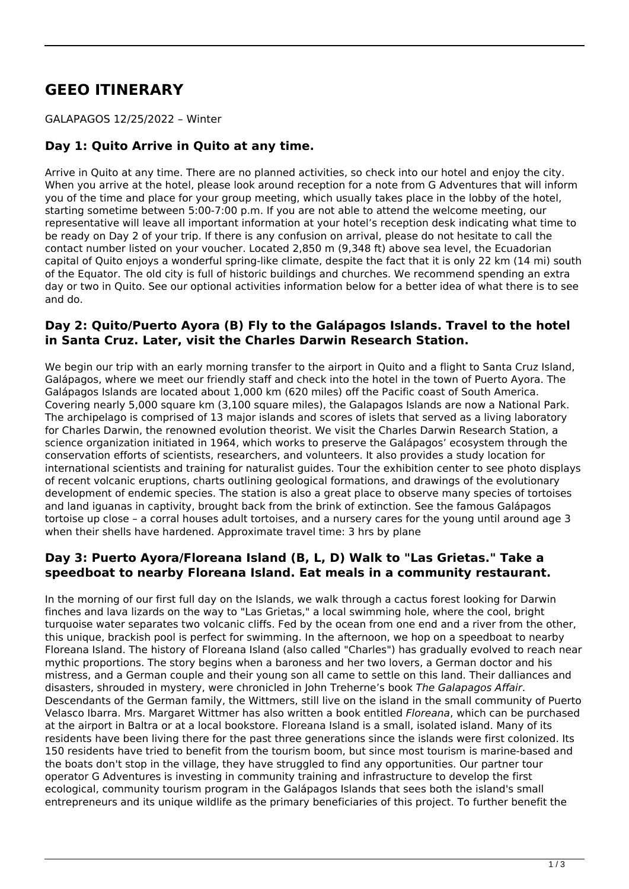# GEEO ITINERARY

GALAPAGOS 12/25/2022 – Winter

## Day 1: Quito Arrive in Quito at any time.

Arrive in Quito at any time. There are no planned activities, so check into our hotel and enjoy the city. When you arrive at the hotel, please look around reception for a note from G Adventures that will inform you of the time and place for your group meeting, which usually takes place in the lobby of the hotel, starting sometime between 5:00-7:00 p.m. If you are not able to attend the welcome meeting, our representative will leave all important information at your hotel's reception desk indicating what time to be ready on Day 2 of your trip. If there is any confusion on arrival, please do not hesitate to call the contact number listed on your voucher. Located 2,850 m (9,348 ft) above sea level, the Ecuadorian capital of Quito enjoys a wonderful spring-like climate, despite the fact that it is only 22 km (14 mi) south of the Equator. The old city is full of historic buildings and churches. We recommend spending an extra day or two in Quito. See our optional activities information below for a better idea of what there is to see and do.

## Day 2: Quito/Puerto Ayora (B) Fly to the Galápagos Islands. Travel to the hotel in Santa Cruz. Later, visit the Charles Darwin Research Station.

We begin our trip with an early morning transfer to the airport in Quito and a flight to Santa Cruz Island, Galápagos, where we meet our friendly staff and check into the hotel in the town of Puerto Ayora. The Galápagos Islands are located about 1,000 km (620 miles) off the Pacific coast of South America. Covering nearly 5,000 square km (3,100 square miles), the Galapagos Islands are now a National Park. The archipelago is comprised of 13 major islands and scores of islets that served as a living laboratory for Charles Darwin, the renowned evolution theorist. We visit the Charles Darwin Research Station, a science organization initiated in 1964, which works to preserve the Galápagos' ecosystem through the conservation efforts of scientists, researchers, and volunteers. It also provides a study location for international scientists and training for naturalist guides. Tour the exhibition center to see photo displays of recent volcanic eruptions, charts outlining geological formations, and drawings of the evolutionary development of endemic species. The station is also a great place to observe many species of tortoises and land iguanas in captivity, brought back from the brink of extinction. See the famous Galápagos tortoise up close – a corral houses adult tortoises, and a nursery cares for the young until around age 3 when their shells have hardened. Approximate travel time: 3 hrs by plane

## Day 3: Puerto Ayora/Floreana Island (B, L, D) Walk to "Las Grietas." Take a speedboat to nearby Floreana Island. Eat meals in a community restaurant.

In the morning of our first full day on the Islands, we walk through a cactus forest looking for Darwin finches and lava lizards on the way to "Las Grietas," a local swimming hole, where the cool, bright turquoise water separates two volcanic cliffs. Fed by the ocean from one end and a river from the other, this unique, brackish pool is perfect for swimming. In the afternoon, we hop on a speedboat to nearby Floreana Island. The history of Floreana Island (also called "Charles") has gradually evolved to reach near mythic proportions. The story begins when a baroness and her two lovers, a German doctor and his mistress, and a German couple and their young son all came to settle on this land. Their dalliances and disasters, shrouded in mystery, were chronicled in John Treherne's book *The Galapagos Affair*. Descendants of the German family, the Wittmers, still live on the island in the small community of Puerto Velasco Ibarra. Mrs. Margaret Wittmer has also written a book entitled *Floreana*, which can be purchased at the airport in Baltra or at a local bookstore. Floreana Island is a small, isolated island. Many of its residents have been living there for the past three generations since the islands were first colonized. Its 150 residents have tried to benefit from the tourism boom, but since most tourism is marine-based and the boats don't stop in the village, they have struggled to find any opportunities. Our partner tour operator G Adventures is investing in community training and infrastructure to develop the first ecological, community tourism program in the Galápagos Islands that sees both the island's small entrepreneurs and its unique wildlife as the primary beneficiaries of this project. To further benefit the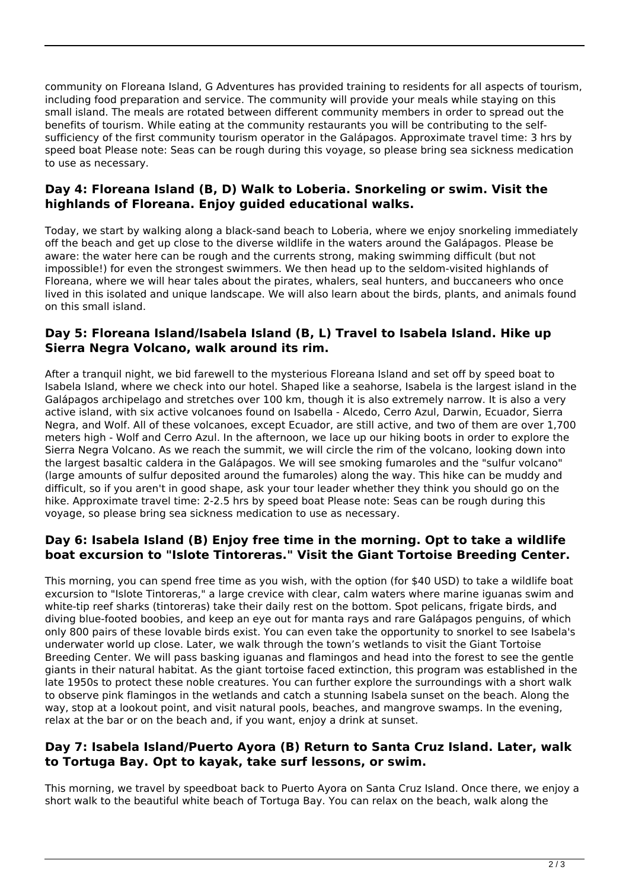community on Floreana Island, G Adventures has provided training to residents for all aspects of tourism, including food preparation and service. The community will provide your meals while staying on this small island. The meals are rotated between different community members in order to spread out the benefits of tourism. While eating at the community restaurants you will be contributing to the self-sufficiency of the first community tourism operator in the Galápagos. Approximate travel time: 3 hrs by speed boat Please note: Seas can be rough during this voyage, so please bring sea sickness medication to use as necessary.

### Day 4: Floreana Island (B, D) Walk to Loberia. Snorkeling or swim. Visit the highlands of Floreana. Enjoy guided educational walks.

Today, we start by walking along a black-sand beach to Loberia, where we enjoy snorkeling immediately off the beach and get up close to the diverse wildlife in the waters around the Galápagos. Please be aware: the water here can be rough and the currents strong, making swimming difficult (but not impossible!) for even the strongest swimmers. We then head up to the seldom-visited highlands of Floreana, where we will hear tales about the pirates, whalers, seal hunters, and buccaneers who once lived in this isolated and unique landscape. We will also learn about the birds, plants, and animals found on this small island.

### Day 5: Floreana Island/Isabela Island (B, L) Travel to Isabela Island. Hike up Sierra Negra Volcano, walk around its rim.

After a tranquil night, we bid farewell to the mysterious Floreana Island and set off by speed boat to Isabela Island, where we check into our hotel. Shaped like a seahorse, Isabela is the largest island in the Galápagos archipelago and stretches over 100 km, though it is also extremely narrow. It is also a very active island, with six active volcanoes found on Isabella - Alcedo, Cerro Azul, Darwin, Ecuador, Sierra Negra, and Wolf. All of these volcanoes, except Ecuador, are still active, and two of them are over 1,700 meters high - Wolf and Cerro Azul. In the afternoon, we lace up our hiking boots in order to explore the Sierra Negra Volcano. As we reach the summit, we will circle the rim of the volcano, looking down into the largest basaltic caldera in the Galápagos. We will see smoking fumaroles and the "sulfur volcano" (large amounts of sulfur deposited around the fumaroles) along the way. This hike can be muddy and difficult, so if you aren't in good shape, ask your tour leader whether they think you should go on the hike. Approximate travel time: 2-2.5 hrs by speed boat Please note: Seas can be rough during this voyage, so please bring sea sickness medication to use as necessary.

### Day 6: Isabela Island (B) Enjoy free time in the morning. Opt to take a wildlife boat excursion to "Islote Tintoreras." Visit the Giant Tortoise Breeding Center.

This morning, you can spend free time as you wish, with the option (for $40 USD) to take a wildlife boat excursion to "Islote Tintoreras," a large crevice with clear, calm waters where marine iguanas swim and white-tip reef sharks (tintoreras) take their daily rest on the bottom. Spot pelicans, frigate birds, and diving blue-footed boobies, and keep an eye out for manta rays and rare Galápagos penguins, of which only 800 pairs of these lovable birds exist. You can even take the opportunity to snorkel to see Isabela's underwater world up close. Later, we walk through the town's wetlands to visit the Giant Tortoise Breeding Center. We will pass basking iguanas and flamingos and head into the forest to see the gentle giants in their natural habitat. As the giant tortoise faced extinction, this program was established in the late 1950s to protect these noble creatures. You can further explore the surroundings with a short walk to observe pink flamingos in the wetlands and catch a stunning Isabela sunset on the beach. Along the way, stop at a lookout point, and visit natural pools, beaches, and mangrove swamps. In the evening, relax at the bar or on the beach and, if you want, enjoy a drink at sunset.

### Day 7: Isabela Island/Puerto Ayora (B) Return to Santa Cruz Island. Later, walk to Tortuga Bay. Opt to kayak, take surf lessons, or swim.

This morning, we travel by speedboat back to Puerto Ayora on Santa Cruz Island. Once there, we enjoy a short walk to the beautiful white beach of Tortuga Bay. You can relax on the beach, walk along the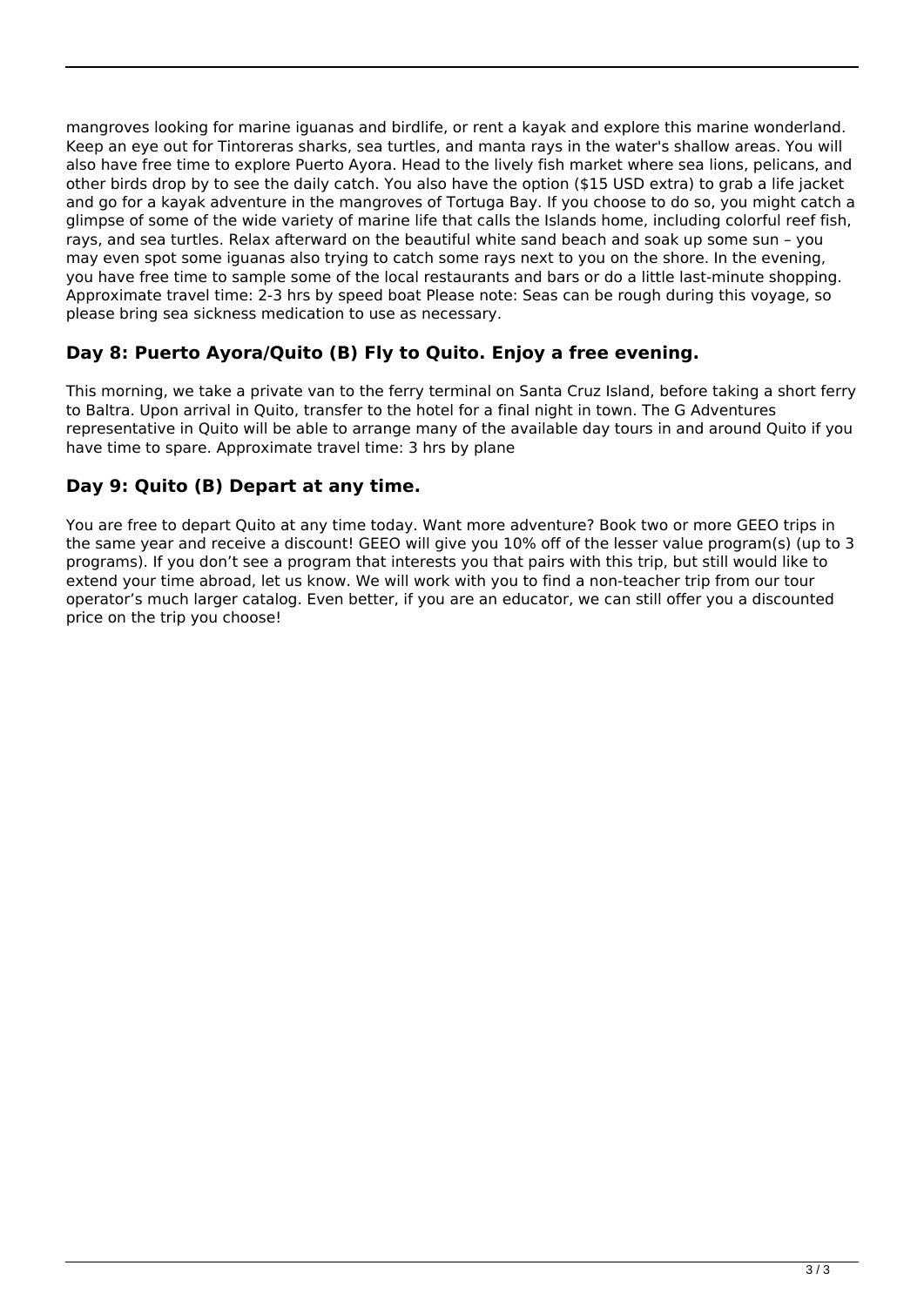mangroves looking for marine iguanas and birdlife, or rent a kayak and explore this marine wonderland. Keep an eye out for Tintoreras sharks, sea turtles, and manta rays in the water's shallow areas. You will also have free time to explore Puerto Ayora. Head to the lively fish market where sea lions, pelicans, and other birds drop by to see the daily catch. You also have the option ($15 USD extra) to grab a life jacket and go for a kayak adventure in the mangroves of Tortuga Bay. If you choose to do so, you might catch a glimpse of some of the wide variety of marine life that calls the Islands home, including colorful reef fish, rays, and sea turtles. Relax afterward on the beautiful white sand beach and soak up some sun – you may even spot some iguanas also trying to catch some rays next to you on the shore. In the evening, you have free time to sample some of the local restaurants and bars or do a little last-minute shopping. Approximate travel time: 2-3 hrs by speed boat Please note: Seas can be rough during this voyage, so please bring sea sickness medication to use as necessary.

## Day 8: Puerto Ayora/Quito (B) Fly to Quito. Enjoy a free evening.

This morning, we take a private van to the ferry terminal on Santa Cruz Island, before taking a short ferry to Baltra. Upon arrival in Quito, transfer to the hotel for a final night in town. The G Adventures representative in Quito will be able to arrange many of the available day tours in and around Quito if you have time to spare. Approximate travel time: 3 hrs by plane

## Day 9: Quito (B) Depart at any time.

You are free to depart Quito at any time today. Want more adventure? Book two or more GEEO trips in the same year and receive a discount! GEEO will give you 10% off of the lesser value program(s) (up to 3 programs). If you don't see a program that interests you that pairs with this trip, but still would like to extend your time abroad, let us know. We will work with you to find a non-teacher trip from our tour operator's much larger catalog. Even better, if you are an educator, we can still offer you a discounted price on the trip you choose!